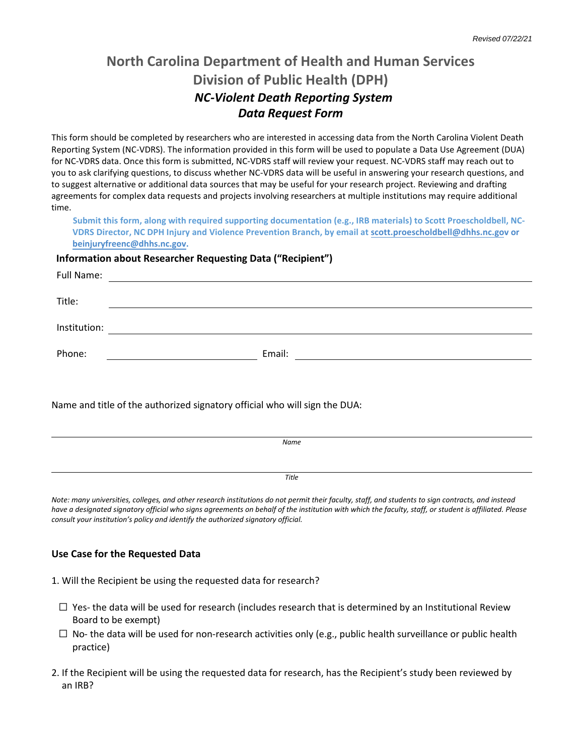*Revised 07/22/21*

# North Carolina Department of Health and Human Services
# Division of Public Health (DPH)
## *NC-Violent Death Reporting System*
## *Data Request Form*

This form should be completed by researchers who are interested in accessing data from the North Carolina Violent Death Reporting System (NC-VDRS). The information provided in this form will be used to populate a Data Use Agreement (DUA) for NC-VDRS data. Once this form is submitted, NC-VDRS staff will review your request. NC-VDRS staff may reach out to you to ask clarifying questions, to discuss whether NC-VDRS data will be useful in answering your research questions, and to suggest alternative or additional data sources that may be useful for your research project. Reviewing and drafting agreements for complex data requests and projects involving researchers at multiple institutions may require additional time.

**Submit this form, along with required supporting documentation (e.g., IRB materials) to Scott Proescholdbell, NC-VDRS Director, NC DPH Injury and Violence Prevention Branch, by email at scott.proescholdbell@dhhs.nc.gov or beinjuryfreenc@dhhs.nc.gov.**

### Information about Researcher Requesting Data ("Recipient")

Full Name: ______________________________

Title: ______________________________

Institution: ______________________________

Phone: ______________________________ Email: ______________________________

Name and title of the authorized signatory official who will sign the DUA:

______________________________
*Name*

______________________________
*Title*

*Note: many universities, colleges, and other research institutions do not permit their faculty, staff, and students to sign contracts, and instead have a designated signatory official who signs agreements on behalf of the institution with which the faculty, staff, or student is affiliated. Please consult your institution's policy and identify the authorized signatory official.*

### Use Case for the Requested Data

1. Will the Recipient be using the requested data for research?

   ☐ Yes- the data will be used for research (includes research that is determined by an Institutional Review Board to be exempt)

   ☐ No- the data will be used for non-research activities only (e.g., public health surveillance or public health practice)

2. If the Recipient will be using the requested data for research, has the Recipient's study been reviewed by an IRB?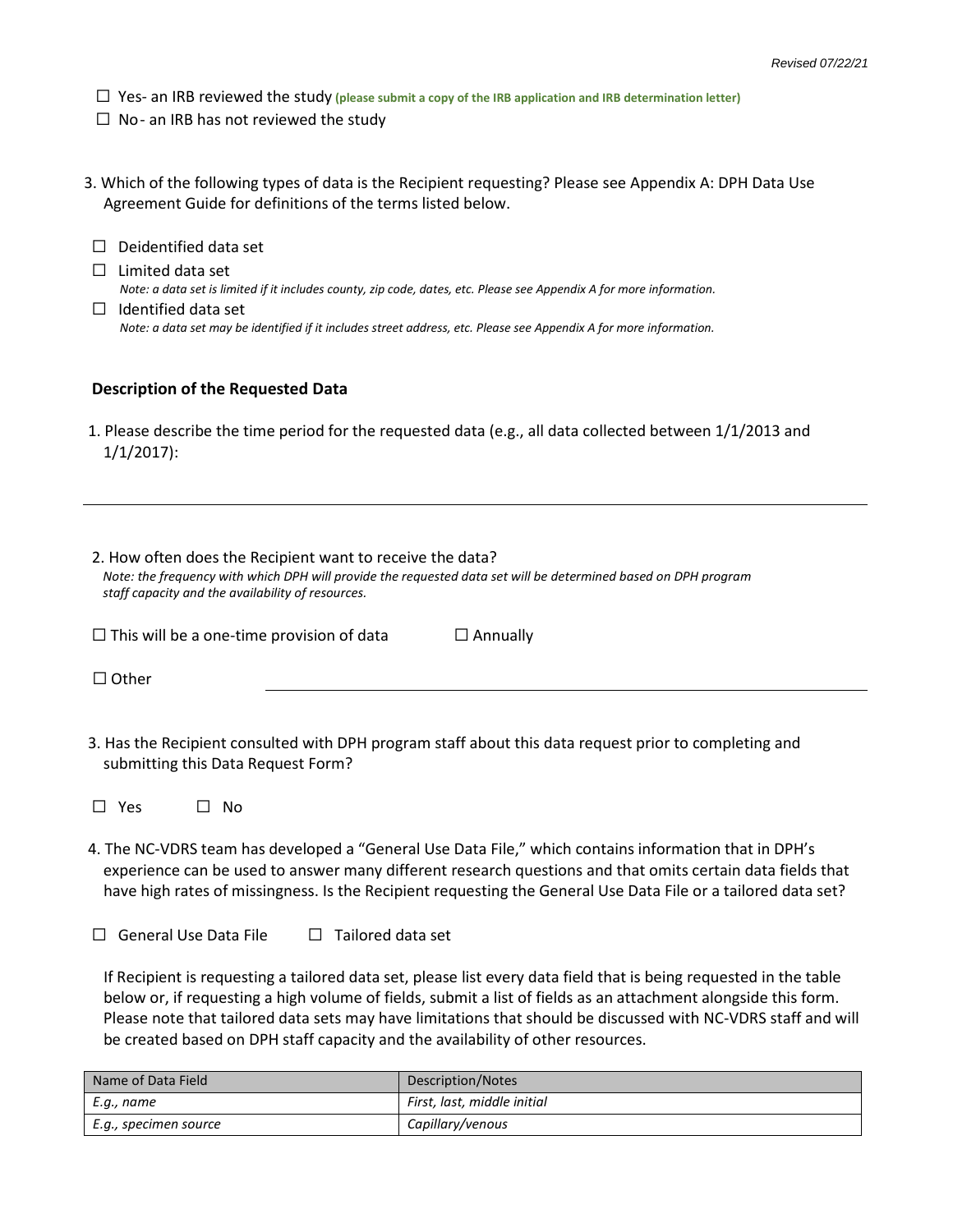☐ Yes- an IRB reviewed the study **(please submit a copy of the IRB application and IRB determination letter)**

☐ No- an IRB has not reviewed the study

3. Which of the following types of data is the Recipient requesting? Please see Appendix A: DPH Data Use Agreement Guide for definitions of the terms listed below.

☐ Deidentified data set

☐ Limited data set
*Note: a data set is limited if it includes county, zip code, dates, etc. Please see Appendix A for more information.*

☐ Identified data set
*Note: a data set may be identified if it includes street address, etc. Please see Appendix A for more information.*

**Description of the Requested Data**

1. Please describe the time period for the requested data (e.g., all data collected between 1/1/2013 and 1/1/2017):

---

2. How often does the Recipient want to receive the data?
*Note: the frequency with which DPH will provide the requested data set will be determined based on DPH program staff capacity and the availability of resources.*

☐ This will be a one-time provision of data ☐ Annually

☐ Other ______________________________

3. Has the Recipient consulted with DPH program staff about this data request prior to completing and submitting this Data Request Form?

☐ Yes ☐ No

4. The NC-VDRS team has developed a "General Use Data File," which contains information that in DPH's experience can be used to answer many different research questions and that omits certain data fields that have high rates of missingness. Is the Recipient requesting the General Use Data File or a tailored data set?

☐ General Use Data File ☐ Tailored data set

If Recipient is requesting a tailored data set, please list every data field that is being requested in the table below or, if requesting a high volume of fields, submit a list of fields as an attachment alongside this form. Please note that tailored data sets may have limitations that should be discussed with NC-VDRS staff and will be created based on DPH staff capacity and the availability of other resources.

| Name of Data Field | Description/Notes |
|---|---|
| *E.g., name* | *First, last, middle initial* |
| *E.g., specimen source* | *Capillary/venous* |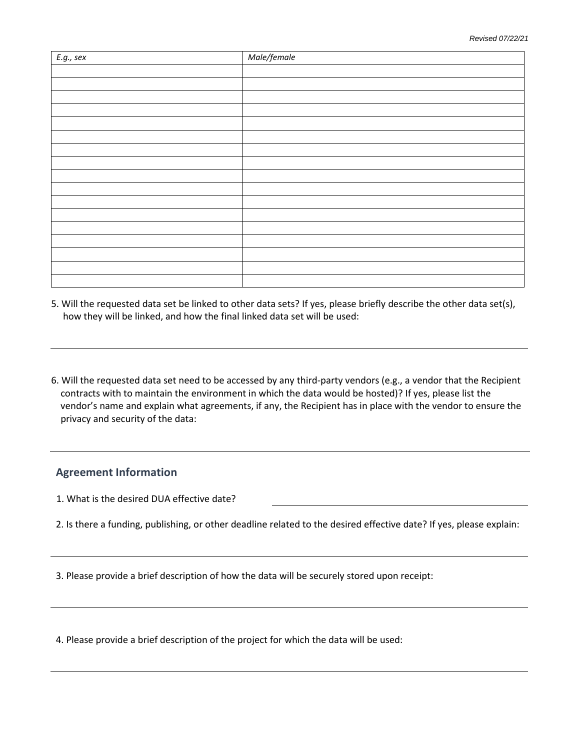| *E.g., sex* | *Male/female* |
|---|---|
| | |
| | |
| | |
| | |
| | |
| | |
| | |
| | |
| | |
| | |
| | |
| | |
| | |
| | |
| | |
| | |
| | |

5. Will the requested data set be linked to other data sets? If yes, please briefly describe the other data set(s), how they will be linked, and how the final linked data set will be used:

---

6. Will the requested data set need to be accessed by any third-party vendors (e.g., a vendor that the Recipient contracts with to maintain the environment in which the data would be hosted)? If yes, please list the vendor's name and explain what agreements, if any, the Recipient has in place with the vendor to ensure the privacy and security of the data:

---

## Agreement Information

1. What is the desired DUA effective date? ______________________________

2. Is there a funding, publishing, or other deadline related to the desired effective date? If yes, please explain:

---

3. Please provide a brief description of how the data will be securely stored upon receipt:

---

4. Please provide a brief description of the project for which the data will be used:

---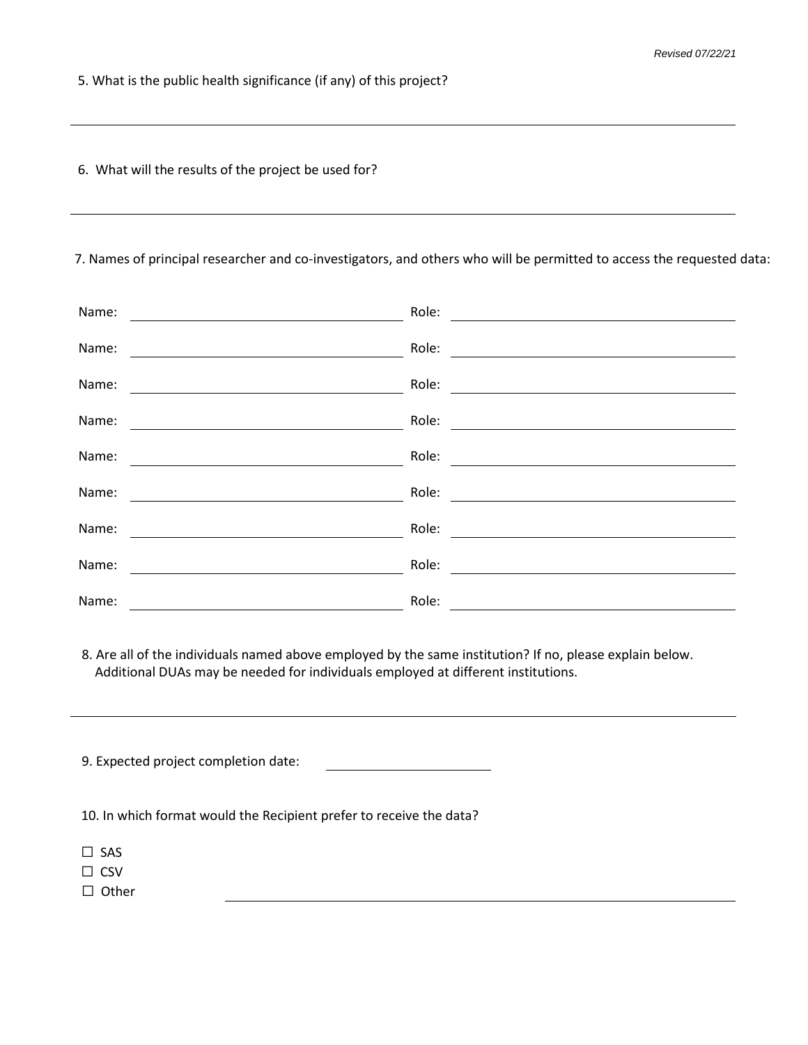5. What is the public health significance (if any) of this project?

---

6. What will the results of the project be used for?

---

7. Names of principal researcher and co-investigators, and others who will be permitted to access the requested data:

Name: ______________________________ Role: ______________________________

Name: ______________________________ Role: ______________________________

Name: ______________________________ Role: ______________________________

Name: ______________________________ Role: ______________________________

Name: ______________________________ Role: ______________________________

Name: ______________________________ Role: ______________________________

Name: ______________________________ Role: ______________________________

Name: ______________________________ Role: ______________________________

Name: ______________________________ Role: ______________________________

8. Are all of the individuals named above employed by the same institution? If no, please explain below. Additional DUAs may be needed for individuals employed at different institutions.

---

9. Expected project completion date: ____________________

10. In which format would the Recipient prefer to receive the data?

☐ SAS
☐ CSV
☐ Other ______________________________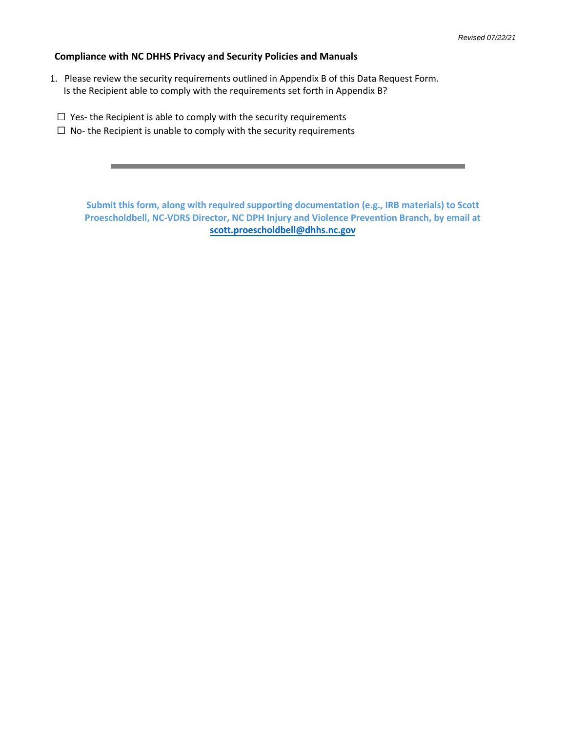*Revised 07/22/21*

**Compliance with NC DHHS Privacy and Security Policies and Manuals**

1. Please review the security requirements outlined in Appendix B of this Data Request Form. Is the Recipient able to comply with the requirements set forth in Appendix B?

☐ Yes- the Recipient is able to comply with the security requirements
☐ No- the Recipient is unable to comply with the security requirements

---

**Submit this form, along with required supporting documentation (e.g., IRB materials) to Scott Proescholdbell, NC-VDRS Director, NC DPH Injury and Violence Prevention Branch, by email at [scott.proescholdbell@dhhs.nc.gov](mailto:scott.proescholdbell@dhhs.nc.gov)**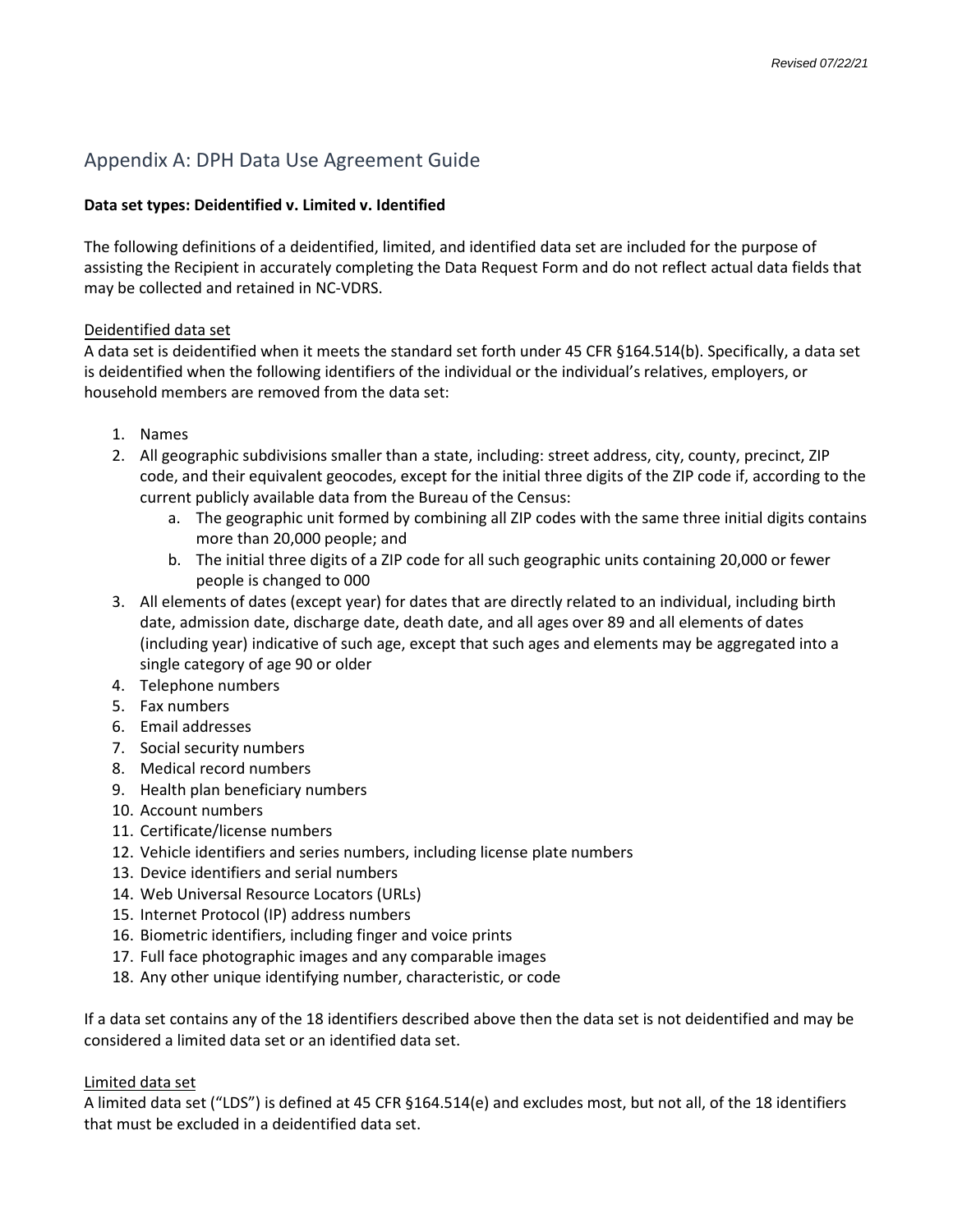## Appendix A: DPH Data Use Agreement Guide

**Data set types: Deidentified v. Limited v. Identified**

The following definitions of a deidentified, limited, and identified data set are included for the purpose of assisting the Recipient in accurately completing the Data Request Form and do not reflect actual data fields that may be collected and retained in NC-VDRS.

Deidentified data set

A data set is deidentified when it meets the standard set forth under 45 CFR §164.514(b). Specifically, a data set is deidentified when the following identifiers of the individual or the individual's relatives, employers, or household members are removed from the data set:

1. Names
2. All geographic subdivisions smaller than a state, including: street address, city, county, precinct, ZIP code, and their equivalent geocodes, except for the initial three digits of the ZIP code if, according to the current publicly available data from the Bureau of the Census:
    a. The geographic unit formed by combining all ZIP codes with the same three initial digits contains more than 20,000 people; and
    b. The initial three digits of a ZIP code for all such geographic units containing 20,000 or fewer people is changed to 000
3. All elements of dates (except year) for dates that are directly related to an individual, including birth date, admission date, discharge date, death date, and all ages over 89 and all elements of dates (including year) indicative of such age, except that such ages and elements may be aggregated into a single category of age 90 or older
4. Telephone numbers
5. Fax numbers
6. Email addresses
7. Social security numbers
8. Medical record numbers
9. Health plan beneficiary numbers
10. Account numbers
11. Certificate/license numbers
12. Vehicle identifiers and series numbers, including license plate numbers
13. Device identifiers and serial numbers
14. Web Universal Resource Locators (URLs)
15. Internet Protocol (IP) address numbers
16. Biometric identifiers, including finger and voice prints
17. Full face photographic images and any comparable images
18. Any other unique identifying number, characteristic, or code

If a data set contains any of the 18 identifiers described above then the data set is not deidentified and may be considered a limited data set or an identified data set.

Limited data set

A limited data set ("LDS") is defined at 45 CFR §164.514(e) and excludes most, but not all, of the 18 identifiers that must be excluded in a deidentified data set.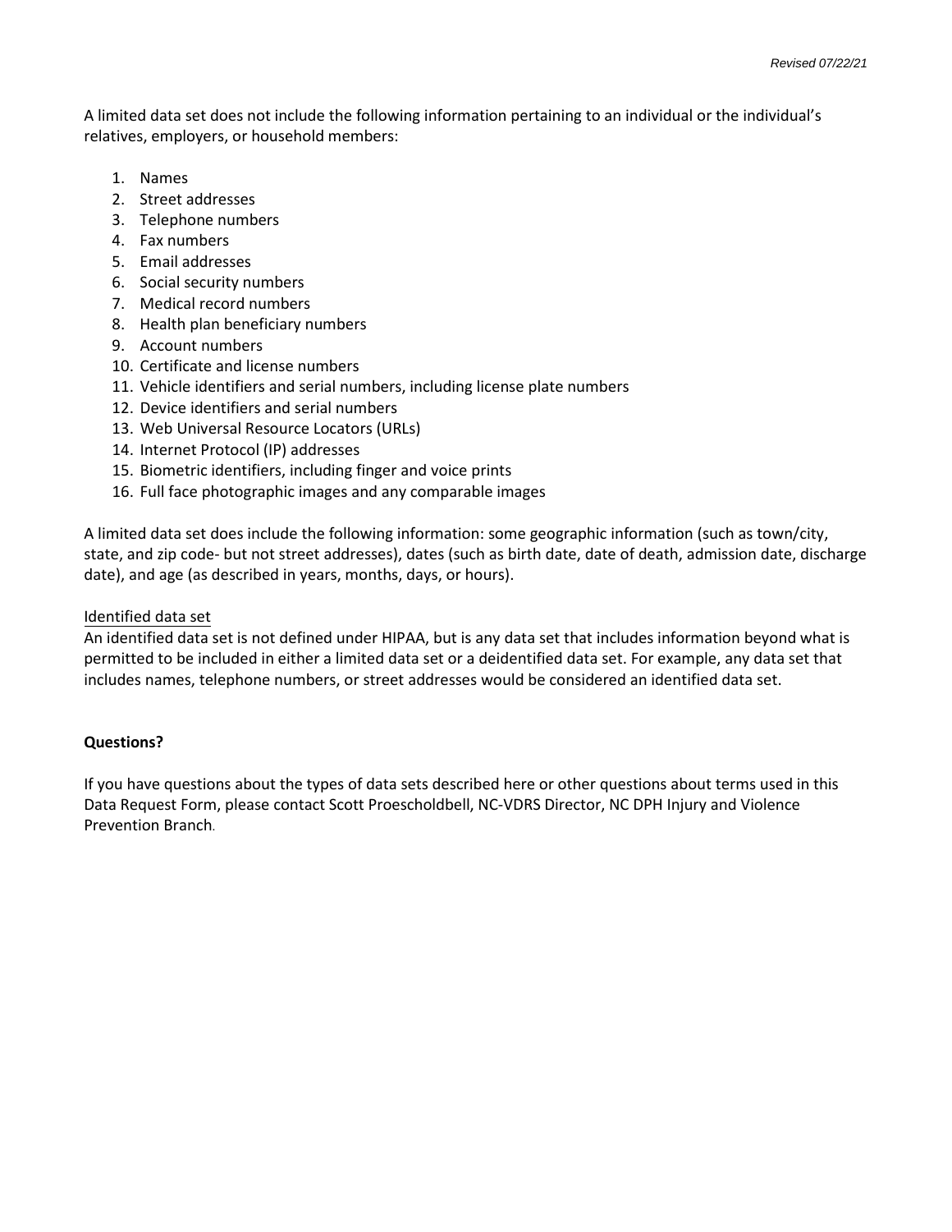A limited data set does not include the following information pertaining to an individual or the individual's relatives, employers, or household members:

1. Names
2. Street addresses
3. Telephone numbers
4. Fax numbers
5. Email addresses
6. Social security numbers
7. Medical record numbers
8. Health plan beneficiary numbers
9. Account numbers
10. Certificate and license numbers
11. Vehicle identifiers and serial numbers, including license plate numbers
12. Device identifiers and serial numbers
13. Web Universal Resource Locators (URLs)
14. Internet Protocol (IP) addresses
15. Biometric identifiers, including finger and voice prints
16. Full face photographic images and any comparable images

A limited data set does include the following information: some geographic information (such as town/city, state, and zip code- but not street addresses), dates (such as birth date, date of death, admission date, discharge date), and age (as described in years, months, days, or hours).

Identified data set

An identified data set is not defined under HIPAA, but is any data set that includes information beyond what is permitted to be included in either a limited data set or a deidentified data set. For example, any data set that includes names, telephone numbers, or street addresses would be considered an identified data set.

**Questions?**

If you have questions about the types of data sets described here or other questions about terms used in this Data Request Form, please contact Scott Proescholdbell, NC-VDRS Director, NC DPH Injury and Violence Prevention Branch.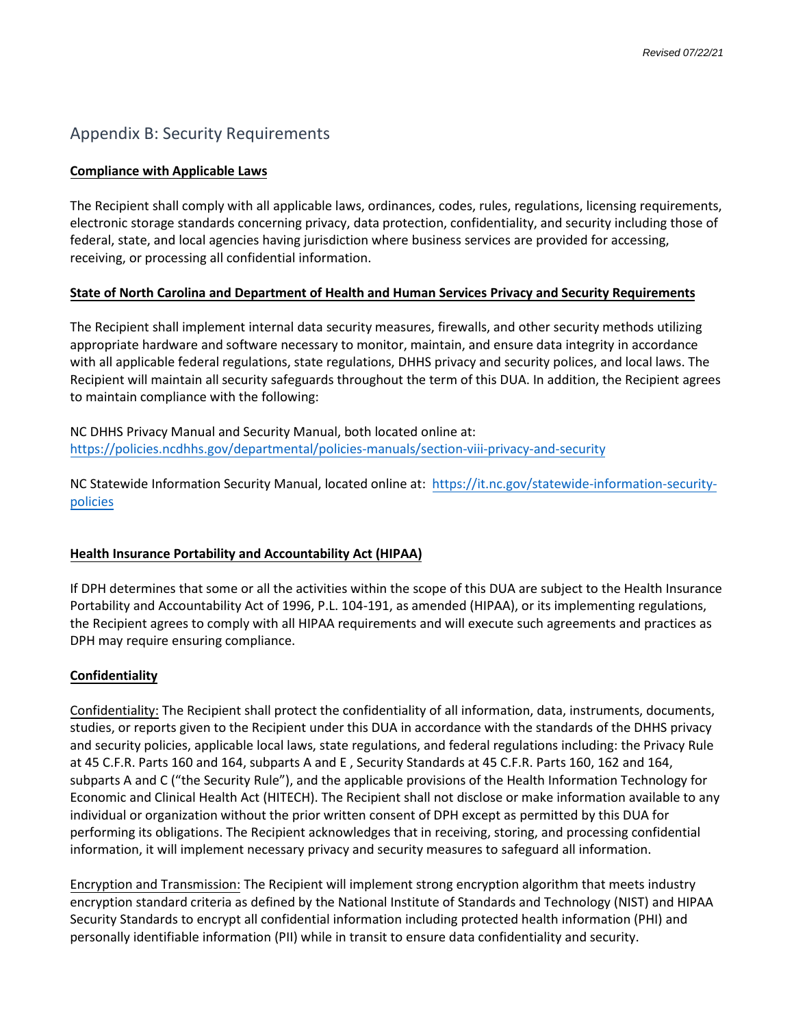## Appendix B: Security Requirements

**Compliance with Applicable Laws**

The Recipient shall comply with all applicable laws, ordinances, codes, rules, regulations, licensing requirements, electronic storage standards concerning privacy, data protection, confidentiality, and security including those of federal, state, and local agencies having jurisdiction where business services are provided for accessing, receiving, or processing all confidential information.

**State of North Carolina and Department of Health and Human Services Privacy and Security Requirements**

The Recipient shall implement internal data security measures, firewalls, and other security methods utilizing appropriate hardware and software necessary to monitor, maintain, and ensure data integrity in accordance with all applicable federal regulations, state regulations, DHHS privacy and security polices, and local laws. The Recipient will maintain all security safeguards throughout the term of this DUA. In addition, the Recipient agrees to maintain compliance with the following:

NC DHHS Privacy Manual and Security Manual, both located online at: https://policies.ncdhhs.gov/departmental/policies-manuals/section-viii-privacy-and-security

NC Statewide Information Security Manual, located online at: https://it.nc.gov/statewide-information-security-policies

**Health Insurance Portability and Accountability Act (HIPAA)**

If DPH determines that some or all the activities within the scope of this DUA are subject to the Health Insurance Portability and Accountability Act of 1996, P.L. 104-191, as amended (HIPAA), or its implementing regulations, the Recipient agrees to comply with all HIPAA requirements and will execute such agreements and practices as DPH may require ensuring compliance.

**Confidentiality**

Confidentiality: The Recipient shall protect the confidentiality of all information, data, instruments, documents, studies, or reports given to the Recipient under this DUA in accordance with the standards of the DHHS privacy and security policies, applicable local laws, state regulations, and federal regulations including: the Privacy Rule at 45 C.F.R. Parts 160 and 164, subparts A and E , Security Standards at 45 C.F.R. Parts 160, 162 and 164, subparts A and C ("the Security Rule"), and the applicable provisions of the Health Information Technology for Economic and Clinical Health Act (HITECH). The Recipient shall not disclose or make information available to any individual or organization without the prior written consent of DPH except as permitted by this DUA for performing its obligations. The Recipient acknowledges that in receiving, storing, and processing confidential information, it will implement necessary privacy and security measures to safeguard all information.

Encryption and Transmission: The Recipient will implement strong encryption algorithm that meets industry encryption standard criteria as defined by the National Institute of Standards and Technology (NIST) and HIPAA Security Standards to encrypt all confidential information including protected health information (PHI) and personally identifiable information (PII) while in transit to ensure data confidentiality and security.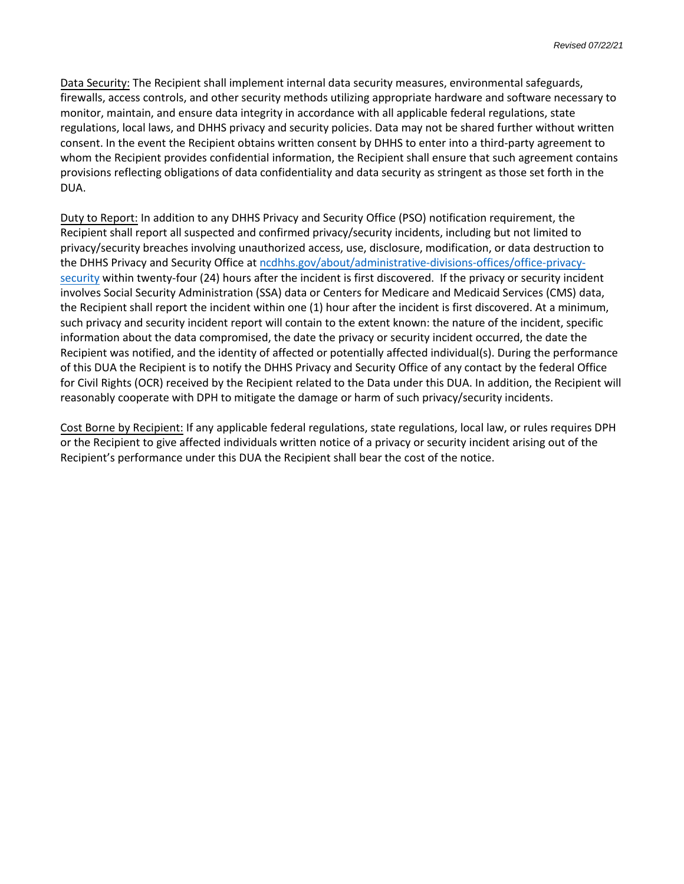Data Security: The Recipient shall implement internal data security measures, environmental safeguards, firewalls, access controls, and other security methods utilizing appropriate hardware and software necessary to monitor, maintain, and ensure data integrity in accordance with all applicable federal regulations, state regulations, local laws, and DHHS privacy and security policies. Data may not be shared further without written consent. In the event the Recipient obtains written consent by DHHS to enter into a third-party agreement to whom the Recipient provides confidential information, the Recipient shall ensure that such agreement contains provisions reflecting obligations of data confidentiality and data security as stringent as those set forth in the DUA.

Duty to Report: In addition to any DHHS Privacy and Security Office (PSO) notification requirement, the Recipient shall report all suspected and confirmed privacy/security incidents, including but not limited to privacy/security breaches involving unauthorized access, use, disclosure, modification, or data destruction to the DHHS Privacy and Security Office at [ncdhhs.gov/about/administrative-divisions-offices/office-privacy-security](ncdhhs.gov/about/administrative-divisions-offices/office-privacy-security) within twenty-four (24) hours after the incident is first discovered. If the privacy or security incident involves Social Security Administration (SSA) data or Centers for Medicare and Medicaid Services (CMS) data, the Recipient shall report the incident within one (1) hour after the incident is first discovered. At a minimum, such privacy and security incident report will contain to the extent known: the nature of the incident, specific information about the data compromised, the date the privacy or security incident occurred, the date the Recipient was notified, and the identity of affected or potentially affected individual(s). During the performance of this DUA the Recipient is to notify the DHHS Privacy and Security Office of any contact by the federal Office for Civil Rights (OCR) received by the Recipient related to the Data under this DUA. In addition, the Recipient will reasonably cooperate with DPH to mitigate the damage or harm of such privacy/security incidents.

Cost Borne by Recipient: If any applicable federal regulations, state regulations, local law, or rules requires DPH or the Recipient to give affected individuals written notice of a privacy or security incident arising out of the Recipient's performance under this DUA the Recipient shall bear the cost of the notice.